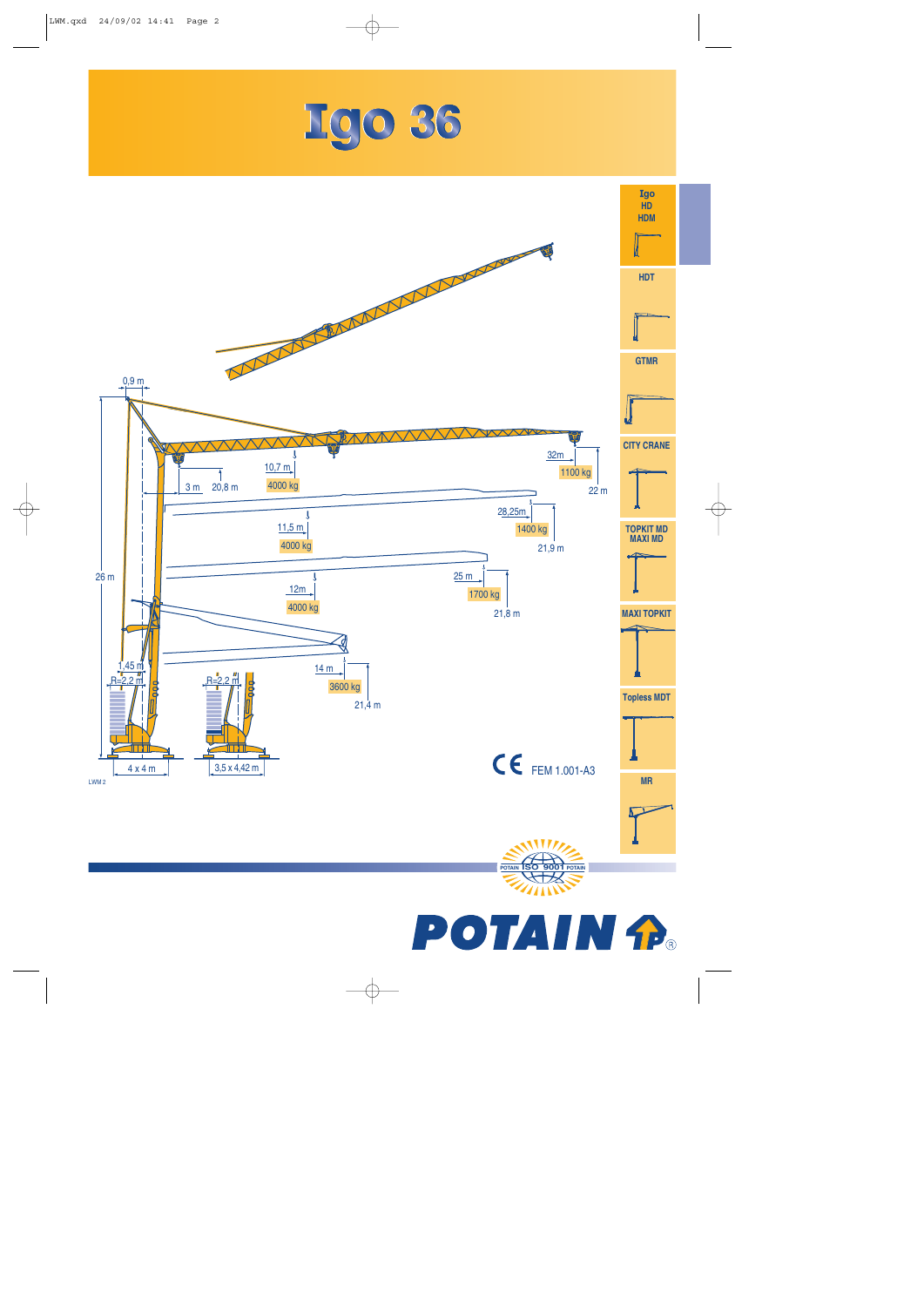# Igo 36

- Igo HD HDM
- HDT
- GTMR
- CITY CRANE
- TOPKIT MD MAXI MD
- MAXI TOPKIT
- Topless MDT
- MR

0,9 m

26 m

3 m — 20,8 m

10,7 m — 4000 kg

32m — 1100 kg — 22 m

11,5 m — 4000 kg

28,25m — 1400 kg — 21,9 m

12m — 4000 kg

25 m — 1700 kg — 21,8 m

14 m — 3600 kg — 21,4 m

1,45 m

R=2,2 m

R=2,2 m

4 x 4 m

3,5 x 4,42 m

LWM 2

CE FEM 1.001-A3

POTAIN ISO 9001 POTAIN

POTAIN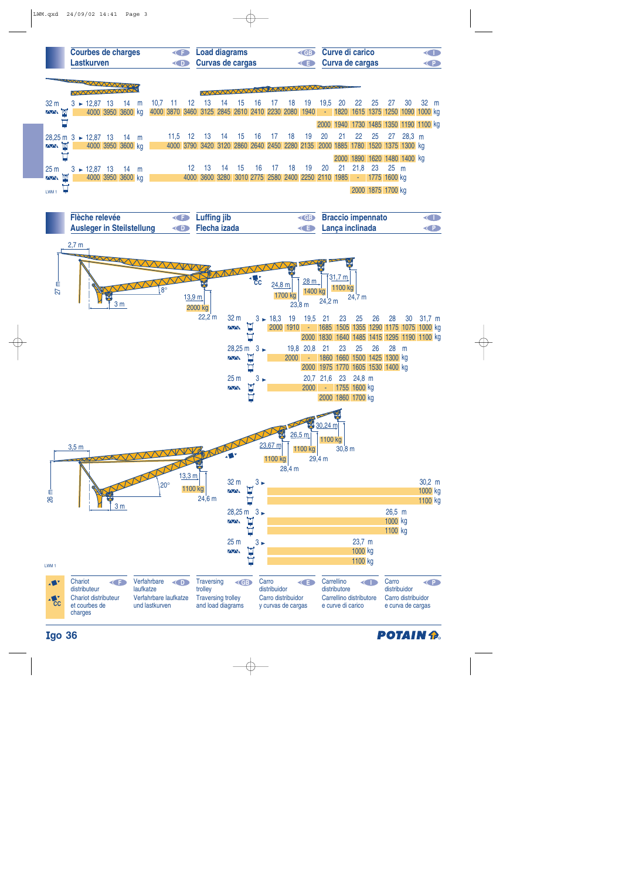## Courbes de charges / Lastkurven / Load diagrams / Curvas de cargas / Curve di carico / Curva de cargas

**32 m**

| m | 3 ► 12,87 | 13 | 14 | 10,7 | 11 | 12 | 13 | 14 | 15 | 16 | 17 | 18 | 19 | 19,5 | 20 | 22 | 25 | 27 | 30 | 32 |
|---|---|---|---|---|---|---|---|---|---|---|---|---|---|---|---|---|---|---|---|---|
| kg (2 brins) | 4000 | 3950 | 3600 | | | | | | | | | | | | | | | | | |
| kg (4 brins) | | | | 4000 | 3870 | 3460 | 3125 | 2845 | 2610 | 2410 | 2230 | 2080 | 1940 | - | 1820 | 1615 | 1375 | 1250 | 1090 | 1000 |
| kg | | | | | | | | | | | | | | 2000 | 1940 | 1730 | 1485 | 1350 | 1190 | 1100 |

**28,25 m**

| m | 3 ► 12,87 | 13 | 14 | 11,5 | 12 | 13 | 14 | 15 | 16 | 17 | 18 | 19 | 20 | 21 | 22 | 25 | 27 | 28,3 |
|---|---|---|---|---|---|---|---|---|---|---|---|---|---|---|---|---|---|---|
| kg (2 brins) | 4000 | 3950 | 3600 | | | | | | | | | | | | | | | |
| kg (4 brins) | | | | 4000 | 3790 | 3420 | 3120 | 2860 | 2640 | 2450 | 2280 | 2135 | 2000 | 1885 | 1780 | 1520 | 1375 | 1300 |
| kg | | | | | | | | | | | | | | 2000 | 1890 | 1620 | 1480 | 1400 |

**25 m**

| m | 3 ► 12,87 | 13 | 14 | 12 | 13 | 14 | 15 | 16 | 17 | 18 | 19 | 20 | 21 | 21,8 | 23 | 25 |
|---|---|---|---|---|---|---|---|---|---|---|---|---|---|---|---|---|
| kg (2 brins) | 4000 | 3950 | 3600 | | | | | | | | | | | | | |
| kg (4 brins) | | | | 4000 | 3600 | 3280 | 3010 | 2775 | 2580 | 2400 | 2250 | 2110 | 1985 | - | 1775 | 1600 |
| kg | | | | | | | | | | | | | | 2000 | 1875 | 1700 |

LWM 1

## Flèche relevée / Ausleger in Steilstellung / Luffing jib / Flecha izada / Braccio impennato / Lança inclinada

8° — 27 m — 2,7 m — 3 m — 13,9 m / 2000 kg / 22,2 m — 24,8 m / 1700 kg / 23,8 m — 28 m / 1400 kg / 24,2 m — 31,7 m / 1100 kg / 24,7 m — CC

**32 m**

| m | 3 ► 18,3 | 19 | 19,5 | 21 | 23 | 25 | 26 | 28 | 30 | 31,7 |
|---|---|---|---|---|---|---|---|---|---|---|
| kg | 2000 | 1910 | - | 1685 | 1505 | 1355 | 1290 | 1175 | 1075 | 1000 |
| kg | | | 2000 | 1830 | 1640 | 1485 | 1415 | 1295 | 1190 | 1100 |

**28,25 m**

| m | 3 ► 19,8 | 20,8 | 21 | 23 | 25 | 26 | 28 |
|---|---|---|---|---|---|---|---|
| kg | 2000 | - | 1860 | 1660 | 1500 | 1425 | 1300 |
| kg | | 2000 | 1975 | 1770 | 1605 | 1530 | 1400 |

**25 m**

| m | 3 ► 20,7 | 21,6 | 23 | 24,8 |
|---|---|---|---|---|
| kg | 2000 | - | 1755 | 1600 |
| kg | | 2000 | 1860 | 1700 |

20° — 26 m — 3,5 m — 3 m — 13,3 m / 1100 kg / 24,6 m — 23,67 m / 1100 kg / 28,4 m — 26,5 m / 1100 kg / 29,4 m — 30,24 m / 1100 kg / 30,8 m

**32 m**

| m | 3 ► 30,2 |
|---|---|
| kg | 1000 |
| kg | 1100 |

**28,25 m**

| m | 3 ► 26,5 |
|---|---|
| kg | 1000 |
| kg | 1100 |

**25 m**

| m | 3 ► 23,7 |
|---|---|
| kg | 1000 |
| kg | 1100 |

LWM 1

| F | D | GB | E | I | P |
|---|---|---|---|---|---|
| Chariot distributeur | Verfahrbare laufkatze | Traversing trolley | Carro distribuidor | Carrellino distributore | Carro distribuidor |
| Chariot distributeur et courbes de charges | Verfahrbare laufkatze und lastkurven | Traversing trolley and load diagrams | Carro distribuidor y curvas de cargas | Carrellino distributore e curve di carico | Carro distribuidor e curva de cargas |

**Igo 36**

POTAIN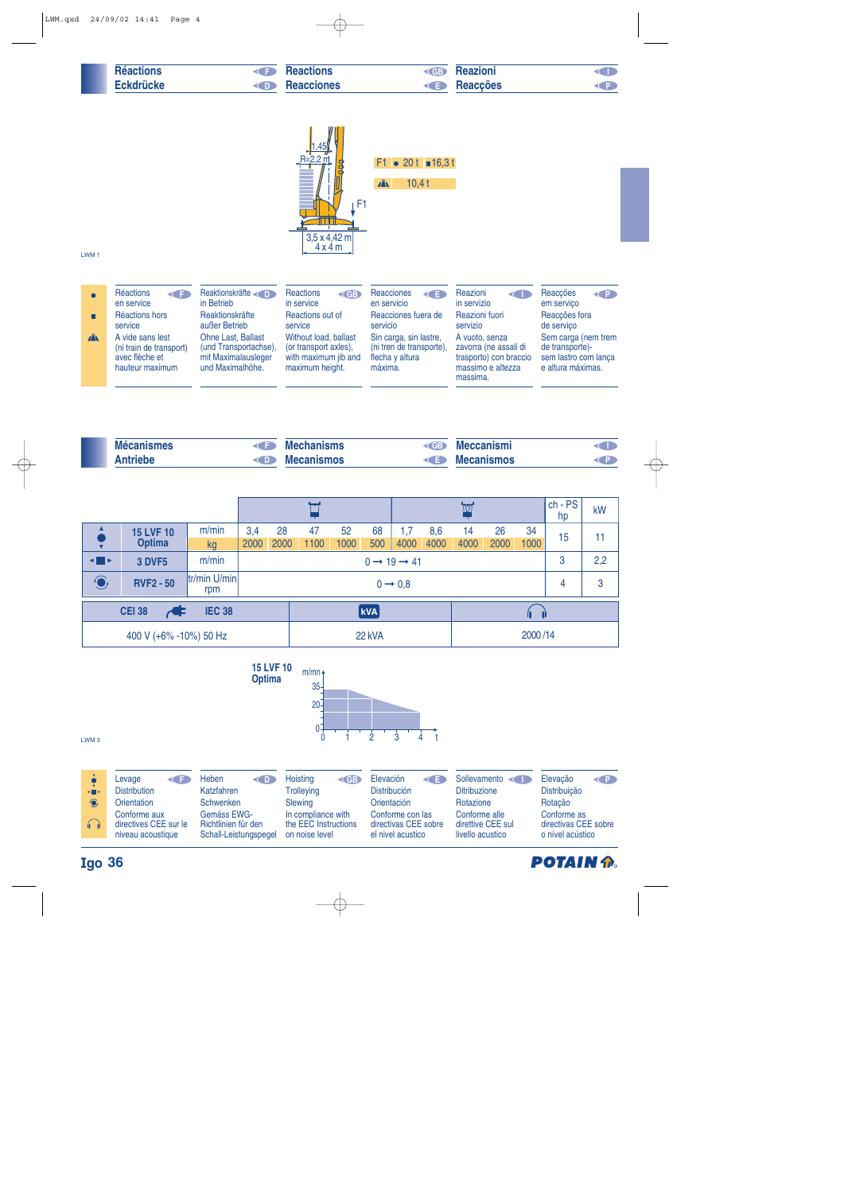## Réactions (F) / Reactions (GB) / Reazioni (I)
## Eckdrücke (D) / Reacciones (E) / Reacções (P)

1,45
R=2,2 m
F1
3,5 x 4,42 m
4 x 4 m

| F1 | ● 20 t | ■ 16,3 t |
|---|---|---|
| ⛰ | 10,4 t | |

LWM 1

| | F | D | GB | E | I | P |
|---|---|---|---|---|---|---|
| ● | Réactions en service | Reaktionskräfte in Betrieb | Reactions in service | Reacciones en servicio | Reazioni in servizio | Reacções em serviço |
| ■ | Réactions hors service | Reaktionskräfte außer Betrieb | Reactions out of service | Reacciones fuera de servicio | Reazioni fuori servizio | Reacções fora de serviço |
| ⛰ | A vide sans lest (ni train de transport) avec flèche et hauteur maximum | Ohne Last, Ballast (und Transportachse), mit Maximalausleger und Maximalhöhe. | Without load, ballast (or transport axles), with maximum jib and maximum height. | Sin carga, sin lastre, (ni tren de transporte), flecha y altura máxima. | A vuoto, senza zavorra (ne assali di trasporto) con braccio massimo e altezza massima. | Sem carga (nem trem de transporte)- sem lastro com lança e altura máximas. |

## Mécanismes (F) / Mechanisms (GB) / Meccanismi (I)
## Antriebe (D) / Mecanismos (E) / Mecanismos (P)

| | | | | | | | | | | | | | ch - PS hp | kW |
|---|---|---|---|---|---|---|---|---|---|---|---|---|---|---|
| ▲●▼ | 15 LVF 10 Optima | m/min | 3,4 | 28 | 47 | 52 | 68 | 1,7 | 8,6 | 14 | 26 | 34 | 15 | 11 |
| | | kg | 2000 | 2000 | 1100 | 1000 | 500 | 4000 | 4000 | 4000 | 2000 | 1000 | | |
| ◄■► | 3 DVF5 | m/min | 0 → 19 → 41 | | | | | | | | | | 3 | 2,2 |
| ◉ | RVF2 - 50 | tr/min U/min rpm | 0 → 0,8 | | | | | | | | | | 4 | 3 |

| CEI 38 / IEC 38 | kVA | 🎧 |
|---|---|---|
| 400 V (+6% -10%) 50 Hz | 22 kVA | 2000 /14 |

15 LVF 10 Optima

m/mn: 35, 20, 0 — t: 0, 1, 2, 3, 4

LWM 3

| | F | D | GB | E | I | P |
|---|---|---|---|---|---|---|
| ▲●▼ | Levage | Heben | Hoisting | Elevación | Sollevamento | Elevação |
| ◄■► | Distribution | Katzfahren | Trolleying | Distribución | Ditribuzione | Distribuição |
| ◉ | Orientation | Schwenken | Slewing | Orientación | Rotazione | Rotação |
| 🎧 | Conforme aux directives CEE sur le niveau acoustique | Gemäss EWG-Richtlinien für den Schall-Leistungspegel | In compliance with the EEC Instructions on noise level | Conforme con las directivas CEE sobre el nivel acustico | Conforme alle direttive CEE sul livello acustico | Conforme as directivas CEE sobre o nível acústico |

Igo 36

POTAIN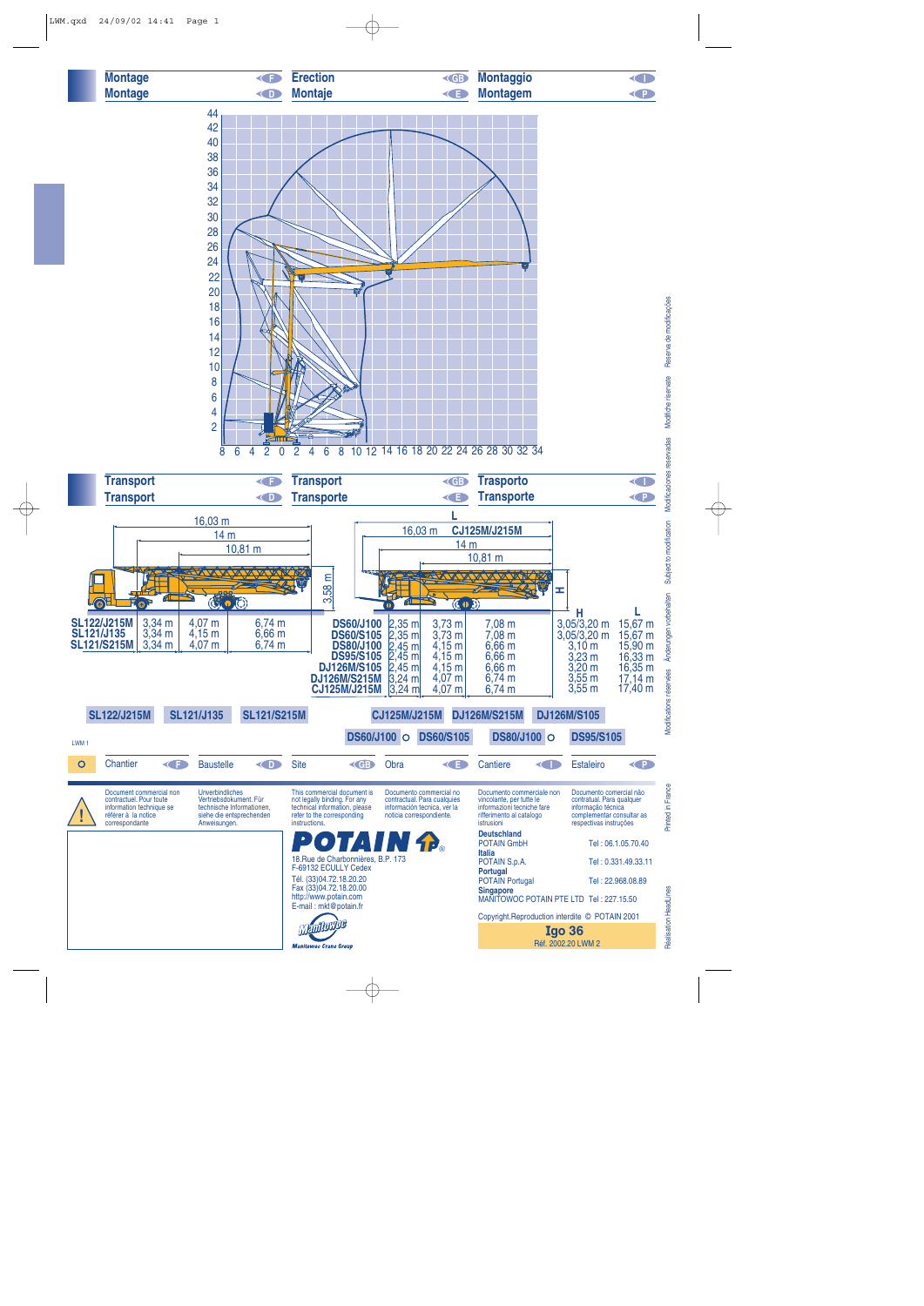## Montage (F) / Montage (D) / Erection (GB) / Montaje (E) / Montaggio (I) / Montagem (P)

44
42
40
38
36
34
32
30
28
26
24
22
20
18
16
14
12
10
8
6
4
2

8 6 4 2 0 2 4 6 8 10 12 14 16 18 20 22 24 26 28 30 32 34

## Transport (F) / Transport (D) / Transport (GB) / Transporte (E) / Trasporto (I) / Transporte (P)

16,03 m
14 m
10,81 m
3,58 m

L
16,03 m CJ125M/J215M
14 m
10,81 m
H

| | | | |
|---|---|---|---|
| SL122/J215M | 3,34 m | 4,07 m | 6,74 m |
| SL121/J135 | 3,34 m | 4,15 m | 6,66 m |
| SL121/S215M | 3,34 m | 4,07 m | 6,74 m |

| | | | | H | L |
|---|---|---|---|---|---|
| DS60/J100 | 2,35 m | 3,73 m | 7,08 m | 3,05/3,20 m | 15,67 m |
| DS60/S105 | 2,35 m | 3,73 m | 7,08 m | 3,05/3,20 m | 15,67 m |
| DS80/J100 | 2,45 m | 4,15 m | 6,66 m | 3,10 m | 15,90 m |
| DS95/S105 | 2,45 m | 4,15 m | 6,66 m | 3,23 m | 16,33 m |
| DJ126M/S105 | 2,45 m | 4,15 m | 6,66 m | 3,20 m | 16,35 m |
| DJ126M/S215M | 3,24 m | 4,07 m | 6,74 m | 3,55 m | 17,14 m |
| CJ125M/J215M | 3,24 m | 4,07 m | 6,74 m | 3,55 m | 17,40 m |

SL122/J215M SL121/J135 SL121/S215M CJ125M/J215M DJ126M/S215M DJ126M/S105

DS60/J100 ○ DS60/S105 DS80/J100 ○ DS95/S105

LWM 1

○ Chantier (F) / Baustelle (D) / Site (GB) / Obra (E) / Cantiere (I) / Estaleiro (P)

Document commercial non contractuel. Pour toute information technique se référer à la notice correspondante

Unverbindliches Vertriebsdokument. Für technische Informationen, siehe die entsprechenden Anweisungen.

This commercial document is not legally binding. For any technical information, please refer to the corresponding instructions.

Documento commercial no contractual. Para cualquier información tecnica, ver la noticia correspondiente.

Documento commerciale non vincolante, per tutte le rifferimento al catalogo istrusioni

Documento comercial não contratual. Para qualquer informação técnica complementar consultar as respectivas instruções

**POTAIN**

18.Rue de Charbonnières, B.P. 173
F-69132 ECULLY Cedex
Tél. (33)04.72.18.20.20
Fax (33)04.72.18.20.00
http://www.potain.com
E-mail : mkt@potain.fr

Manitowoc Crane Group

**Deutschland**
POTAIN GmbH — Tel : 06.1.05.70.40
**Italia**
POTAIN S.p.A. — Tel : 0.331.49.33.11
**Portugal**
POTAIN Portugal — Tel : 22.968.08.89
**Singapore**
MANITOWOC POTAIN PTE LTD — Tel : 227.15.50

Copyright.Reproduction interdite © POTAIN 2001

**Igo 36**
Réf. 2002.20 LWM 2

Modifications réservées — Änderungen vorbehalten — Subject to modification — Modificaciones reservadas — Modifiche riservate — Reserva de modificações

Printed in France

Réalisation HeadLines